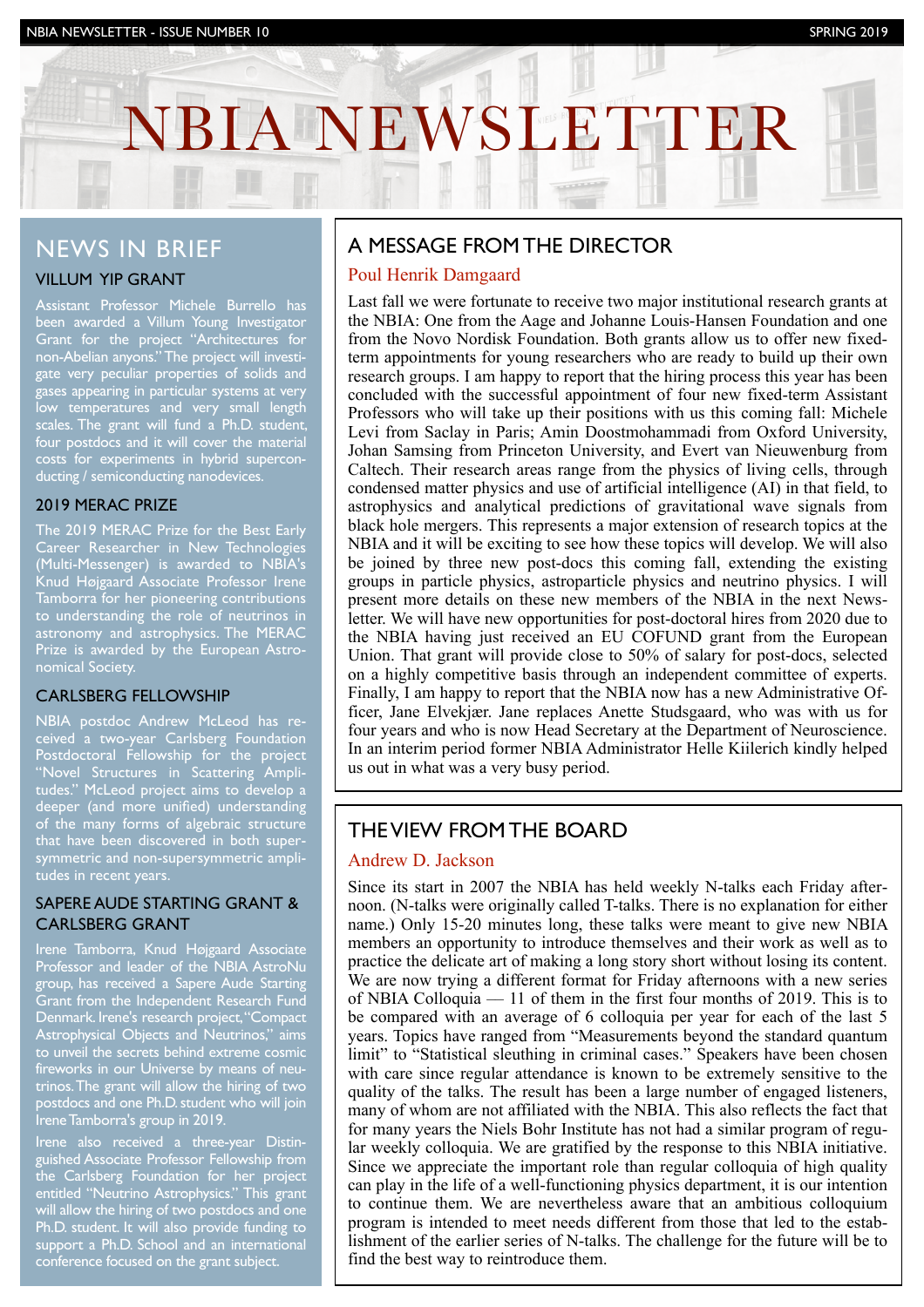# NBIA NEWSLETTER

## NEWS IN BRIEF

### VILLUM YIP GRANT

Assistant Professor Michele Burrello has been awarded a Villum Young Investigator Grant for the project "Architectures for non-Abelian anyons." The project will investigate very peculiar properties of solids and gases appearing in particular systems at very low temperatures and very small length scales. The grant will fund a Ph.D. student, four postdocs and it will cover the material costs for experiments in hybrid superconducting / semiconducting nanodevices.

### 2019 MERAC PRIZE

The 2019 MERAC Prize for the Best Early Career Researcher in New Technologies (Multi-Messenger) is awarded to NBIA's Knud Højgaard Associate Professor Irene Tamborra for her pioneering contributions to understanding the role of neutrinos in astronomy and astrophysics. The MERAC Prize is awarded by the European Astronomical Society.

### CARLSBERG FELLOWSHIP

NBIA postdoc Andrew McLeod has received a two-year Carlsberg Foundation Postdoctoral Fellowship for the project "Novel Structures in Scattering Amplitudes." McLeod project aims to develop a deeper (and more unified) understanding of the many forms of algebraic structure that have been discovered in both supersymmetric and non-supersymmetric amplitudes in recent years.

### SAPERE AUDE STARTING GRANT & CARLSBERG GRANT

Irene Tamborra, Knud Højgaard Associate Professor and leader of the NBIA AstroNu group, has received a Sapere Aude Starting Grant from the Independent Research Fund Denmark. Irene's research project, "Compact Astrophysical Objects and Neutrinos," aims to unveil the secrets behind extreme cosmic fireworks in our Universe by means of neutrinos. The grant will allow the hiring of two postdocs and one Ph.D. student who will join Irene Tamborra's group in 2019.

Irene also received a three-year Distinguished Associate Professor Fellowship from the Carlsberg Foundation for her project entitled "Neutrino Astrophysics." This grant will allow the hiring of two postdocs and one Ph.D. student. It will also provide funding to support a Ph.D. School and an international conference focused on the grant subject.

## A MESSAGE FROM THE DIRECTOR

Poul Henrik Damgaard

Last fall we were fortunate to receive two major institutional research grants at the NBIA: One from the Aage and Johanne Louis-Hansen Foundation and one from the Novo Nordisk Foundation. Both grants allow us to offer new fixed-term appointments for young researchers who are ready to build up their own research groups. I am happy to report that the hiring process this year has been concluded with the successful appointment of four new fixed-term Assistant Professors who will take up their positions with us this coming fall: Michele Levi from Saclay in Paris; Amin Doostmohammadi from Oxford University, Johan Samsing from Princeton University, and Evert van Nieuwenburg from Caltech. Their research areas range from the physics of living cells, through condensed matter physics and use of artificial intelligence (AI) in that field, to astrophysics and analytical predictions of gravitational wave signals from black hole mergers. This represents a major extension of research topics at the NBIA and it will be exciting to see how these topics will develop. We will also be joined by three new post-docs this coming fall, extending the existing groups in particle physics, astroparticle physics and neutrino physics. I will present more details on these new members of the NBIA in the next Newsletter. We will have new opportunities for post-doctoral hires from 2020 due to the NBIA having just received an EU COFUND grant from the European Union. That grant will provide close to 50% of salary for post-docs, selected on a highly competitive basis through an independent committee of experts. Finally, I am happy to report that the NBIA now has a new Administrative Officer, Jane Elvekjær. Jane replaces Anette Studsgaard, who was with us for four years and who is now Head Secretary at the Department of Neuroscience. In an interim period former NBIA Administrator Helle Kiilerich kindly helped us out in what was a very busy period.

## THE VIEW FROM THE BOARD

Andrew D. Jackson

Since its start in 2007 the NBIA has held weekly N-talks each Friday afternoon. (N-talks were originally called T-talks. There is no explanation for either name.) Only 15-20 minutes long, these talks were meant to give new NBIA members an opportunity to introduce themselves and their work as well as to practice the delicate art of making a long story short without losing its content. We are now trying a different format for Friday afternoons with a new series of NBIA Colloquia — 11 of them in the first four months of 2019. This is to be compared with an average of 6 colloquia per year for each of the last 5 years. Topics have ranged from "Measurements beyond the standard quantum limit" to "Statistical sleuthing in criminal cases." Speakers have been chosen with care since regular attendance is known to be extremely sensitive to the quality of the talks. The result has been a large number of engaged listeners, many of whom are not affiliated with the NBIA. This also reflects the fact that for many years the Niels Bohr Institute has not had a similar program of regular weekly colloquia. We are gratified by the response to this NBIA initiative. Since we appreciate the important role than regular colloquia of high quality can play in the life of a well-functioning physics department, it is our intention to continue them. We are nevertheless aware that an ambitious colloquium program is intended to meet needs different from those that led to the establishment of the earlier series of N-talks. The challenge for the future will be to find the best way to reintroduce them.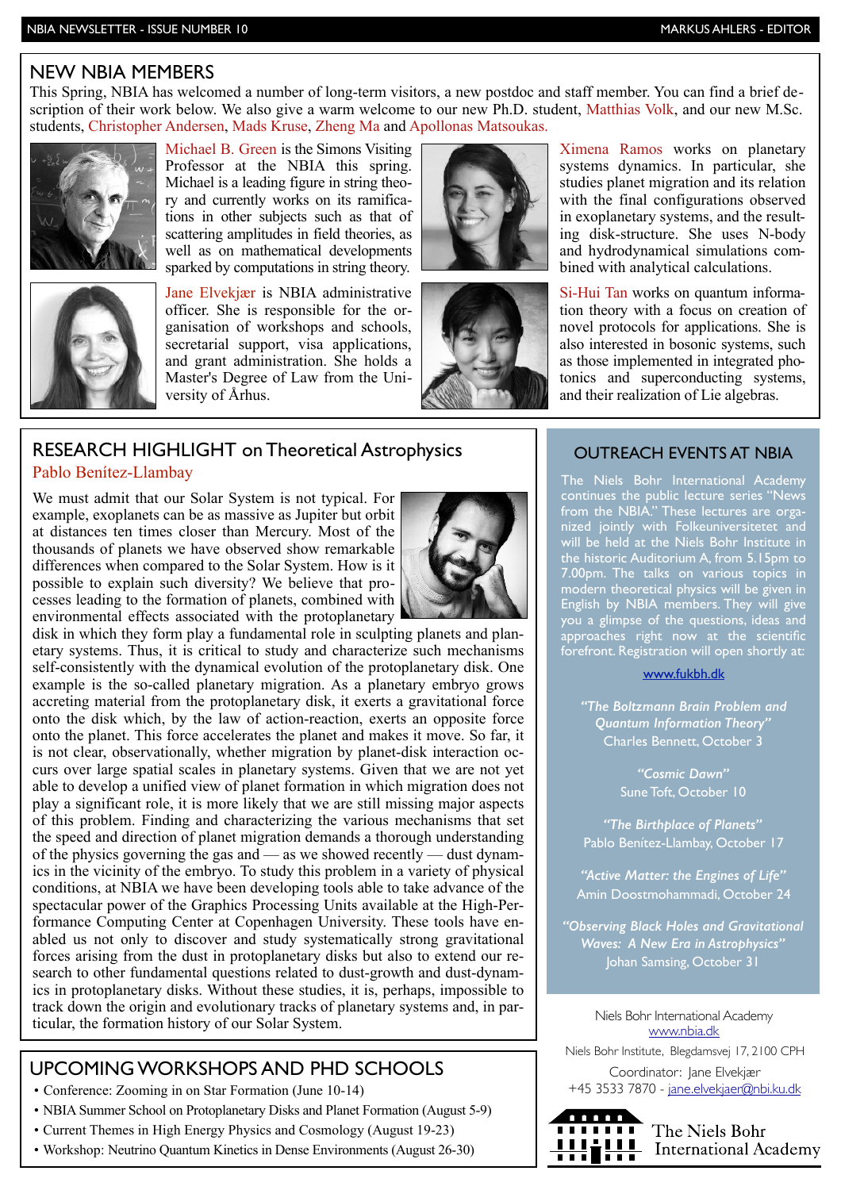## NEW NBIA MEMBERS

This Spring, NBIA has welcomed a number of long-term visitors, a new postdoc and staff member. You can find a brief description of their work below. We also give a warm welcome to our new Ph.D. student, Matthias Volk, and our new M.Sc. students, Christopher Andersen, Mads Kruse, Zheng Ma and Apollonas Matsoukas.

Michael B. Green is the Simons Visiting Professor at the NBIA this spring. Michael is a leading figure in string theory and currently works on its ramifications in other subjects such as that of scattering amplitudes in field theories, as well as on mathematical developments sparked by computations in string theory.

Jane Elvekjær is NBIA administrative officer. She is responsible for the organisation of workshops and schools, secretarial support, visa applications, and grant administration. She holds a Master's Degree of Law from the University of Århus.

Ximena Ramos works on planetary systems dynamics. In particular, she studies planet migration and its relation with the final configurations observed in exoplanetary systems, and the resulting disk-structure. She uses N-body and hydrodynamical simulations combined with analytical calculations.

Si-Hui Tan works on quantum information theory with a focus on creation of novel protocols for applications. She is also interested in bosonic systems, such as those implemented in integrated photonics and superconducting systems, and their realization of Lie algebras.

## RESEARCH HIGHLIGHT on Theoretical Astrophysics

Pablo Benítez-Llambay

We must admit that our Solar System is not typical. For example, exoplanets can be as massive as Jupiter but orbit at distances ten times closer than Mercury. Most of the thousands of planets we have observed show remarkable differences when compared to the Solar System. How is it possible to explain such diversity? We believe that processes leading to the formation of planets, combined with environmental effects associated with the protoplanetary disk in which they form play a fundamental role in sculpting planets and planetary systems. Thus, it is critical to study and characterize such mechanisms self-consistently with the dynamical evolution of the protoplanetary disk. One example is the so-called planetary migration. As a planetary embryo grows accreting material from the protoplanetary disk, it exerts a gravitational force onto the disk which, by the law of action-reaction, exerts an opposite force onto the planet. This force accelerates the planet and makes it move. So far, it is not clear, observationally, whether migration by planet-disk interaction occurs over large spatial scales in planetary systems. Given that we are not yet able to develop a unified view of planet formation in which migration does not play a significant role, it is more likely that we are still missing major aspects of this problem. Finding and characterizing the various mechanisms that set the speed and direction of planet migration demands a thorough understanding of the physics governing the gas and — as we showed recently — dust dynamics in the vicinity of the embryo. To study this problem in a variety of physical conditions, at NBIA we have been developing tools able to take advance of the spectacular power of the Graphics Processing Units available at the High-Performance Computing Center at Copenhagen University. These tools have enabled us not only to discover and study systematically strong gravitational forces arising from the dust in protoplanetary disks but also to extend our research to other fundamental questions related to dust-growth and dust-dynamics in protoplanetary disks. Without these studies, it is, perhaps, impossible to track down the origin and evolutionary tracks of planetary systems and, in particular, the formation history of our Solar System.

## UPCOMING WORKSHOPS AND PHD SCHOOLS

- Conference: Zooming in on Star Formation (June 10-14)
- NBIA Summer School on Protoplanetary Disks and Planet Formation (August 5-9)
- Current Themes in High Energy Physics and Cosmology (August 19-23)
- Workshop: Neutrino Quantum Kinetics in Dense Environments (August 26-30)

## OUTREACH EVENTS AT NBIA

The Niels Bohr International Academy continues the public lecture series "News from the NBIA." These lectures are organized jointly with Folkeuniversitetet and will be held at the Niels Bohr Institute in the historic Auditorium A, from 5.15pm to 7.00pm. The talks on various topics in modern theoretical physics will be given in English by NBIA members. They will give you a glimpse of the questions, ideas and approaches right now at the scientific forefront. Registration will open shortly at:

www.fukbh.dk

*"The Boltzmann Brain Problem and Quantum Information Theory"*
Charles Bennett, October 3

*"Cosmic Dawn"*
Sune Toft, October 10

*"The Birthplace of Planets"*
Pablo Benítez-Llambay, October 17

*"Active Matter: the Engines of Life"*
Amin Doostmohammadi, October 24

*"Observing Black Holes and Gravitational Waves: A New Era in Astrophysics"*
Johan Samsing, October 31

Niels Bohr International Academy
www.nbia.dk

Niels Bohr Institute, Blegdamsvej 17, 2100 CPH

Coordinator: Jane Elvekjær
+45 3533 7870 - jane.elvekjaer@nbi.ku.dk

The Niels Bohr International Academy